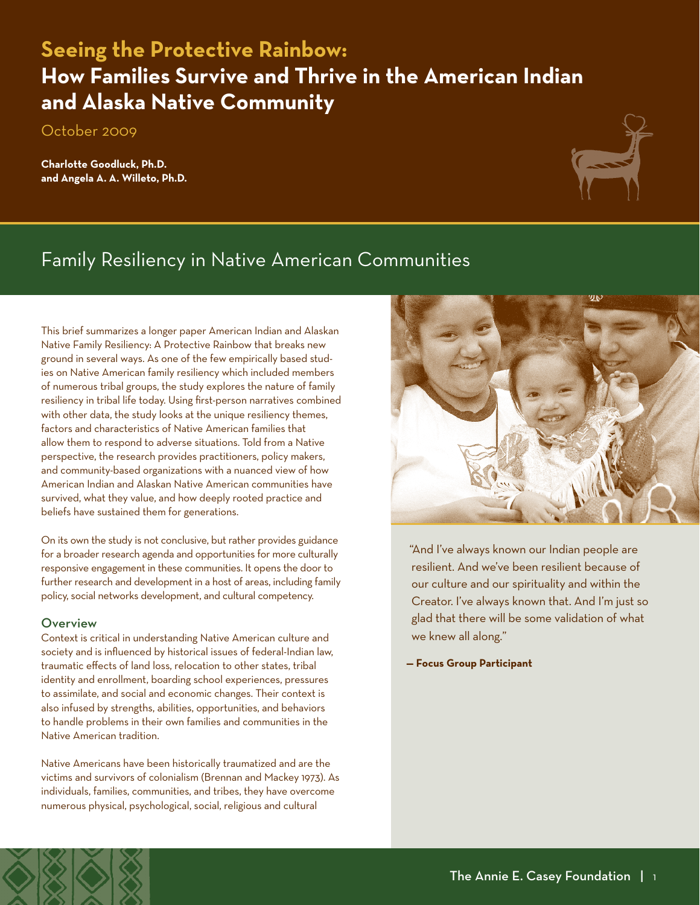# Seeing the Protective Rainbow:
# How Families Survive and Thrive in the American Indian and Alaska Native Community

October 2009

**Charlotte Goodluck, Ph.D.**
**and Angela A. A. Willeto, Ph.D.**

## Family Resiliency in Native American Communities

This brief summarizes a longer paper American Indian and Alaskan Native Family Resiliency: A Protective Rainbow that breaks new ground in several ways. As one of the few empirically based studies on Native American family resiliency which included members of numerous tribal groups, the study explores the nature of family resiliency in tribal life today. Using first-person narratives combined with other data, the study looks at the unique resiliency themes, factors and characteristics of Native American families that allow them to respond to adverse situations. Told from a Native perspective, the research provides practitioners, policy makers, and community-based organizations with a nuanced view of how American Indian and Alaskan Native American communities have survived, what they value, and how deeply rooted practice and beliefs have sustained them for generations.

On its own the study is not conclusive, but rather provides guidance for a broader research agenda and opportunities for more culturally responsive engagement in these communities. It opens the door to further research and development in a host of areas, including family policy, social networks development, and cultural competency.

### Overview

Context is critical in understanding Native American culture and society and is influenced by historical issues of federal-Indian law, traumatic effects of land loss, relocation to other states, tribal identity and enrollment, boarding school experiences, pressures to assimilate, and social and economic changes. Their context is also infused by strengths, abilities, opportunities, and behaviors to handle problems in their own families and communities in the Native American tradition.

Native Americans have been historically traumatized and are the victims and survivors of colonialism (Brennan and Mackey 1973). As individuals, families, communities, and tribes, they have overcome numerous physical, psychological, social, religious and cultural

"And I've always known our Indian people are resilient. And we've been resilient because of our culture and our spirituality and within the Creator. I've always known that. And I'm just so glad that there will be some validation of what we knew all along."

**— Focus Group Participant**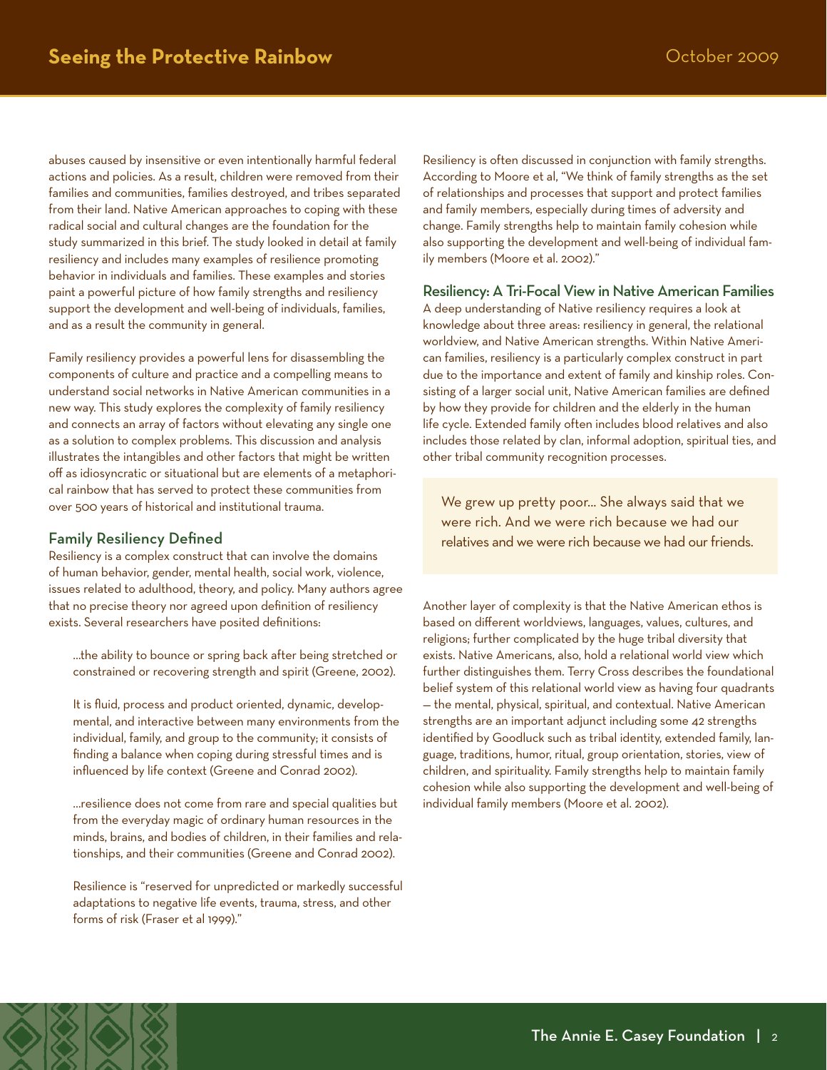abuses caused by insensitive or even intentionally harmful federal actions and policies. As a result, children were removed from their families and communities, families destroyed, and tribes separated from their land. Native American approaches to coping with these radical social and cultural changes are the foundation for the study summarized in this brief. The study looked in detail at family resiliency and includes many examples of resilience promoting behavior in individuals and families. These examples and stories paint a powerful picture of how family strengths and resiliency support the development and well-being of individuals, families, and as a result the community in general.

Family resiliency provides a powerful lens for disassembling the components of culture and practice and a compelling means to understand social networks in Native American communities in a new way. This study explores the complexity of family resiliency and connects an array of factors without elevating any single one as a solution to complex problems. This discussion and analysis illustrates the intangibles and other factors that might be written off as idiosyncratic or situational but are elements of a metaphorical rainbow that has served to protect these communities from over 500 years of historical and institutional trauma.

## Family Resiliency Defined

Resiliency is a complex construct that can involve the domains of human behavior, gender, mental health, social work, violence, issues related to adulthood, theory, and policy. Many authors agree that no precise theory nor agreed upon definition of resiliency exists. Several researchers have posited definitions:

> ...the ability to bounce or spring back after being stretched or constrained or recovering strength and spirit (Greene, 2002).
>
> It is fluid, process and product oriented, dynamic, developmental, and interactive between many environments from the individual, family, and group to the community; it consists of finding a balance when coping during stressful times and is influenced by life context (Greene and Conrad 2002).
>
> ...resilience does not come from rare and special qualities but from the everyday magic of ordinary human resources in the minds, brains, and bodies of children, in their families and relationships, and their communities (Greene and Conrad 2002).
>
> Resilience is "reserved for unpredicted or markedly successful adaptations to negative life events, trauma, stress, and other forms of risk (Fraser et al 1999)."

Resiliency is often discussed in conjunction with family strengths. According to Moore et al, "We think of family strengths as the set of relationships and processes that support and protect families and family members, especially during times of adversity and change. Family strengths help to maintain family cohesion while also supporting the development and well-being of individual family members (Moore et al. 2002)."

## Resiliency: A Tri-Focal View in Native American Families

A deep understanding of Native resiliency requires a look at knowledge about three areas: resiliency in general, the relational worldview, and Native American strengths. Within Native American families, resiliency is a particularly complex construct in part due to the importance and extent of family and kinship roles. Consisting of a larger social unit, Native American families are defined by how they provide for children and the elderly in the human life cycle. Extended family often includes blood relatives and also includes those related by clan, informal adoption, spiritual ties, and other tribal community recognition processes.

> We grew up pretty poor... She always said that we were rich. And we were rich because we had our relatives and we were rich because we had our friends.

Another layer of complexity is that the Native American ethos is based on different worldviews, languages, values, cultures, and religions; further complicated by the huge tribal diversity that exists. Native Americans, also, hold a relational world view which further distinguishes them. Terry Cross describes the foundational belief system of this relational world view as having four quadrants — the mental, physical, spiritual, and contextual. Native American strengths are an important adjunct including some 42 strengths identified by Goodluck such as tribal identity, extended family, language, traditions, humor, ritual, group orientation, stories, view of children, and spirituality. Family strengths help to maintain family cohesion while also supporting the development and well-being of individual family members (Moore et al. 2002).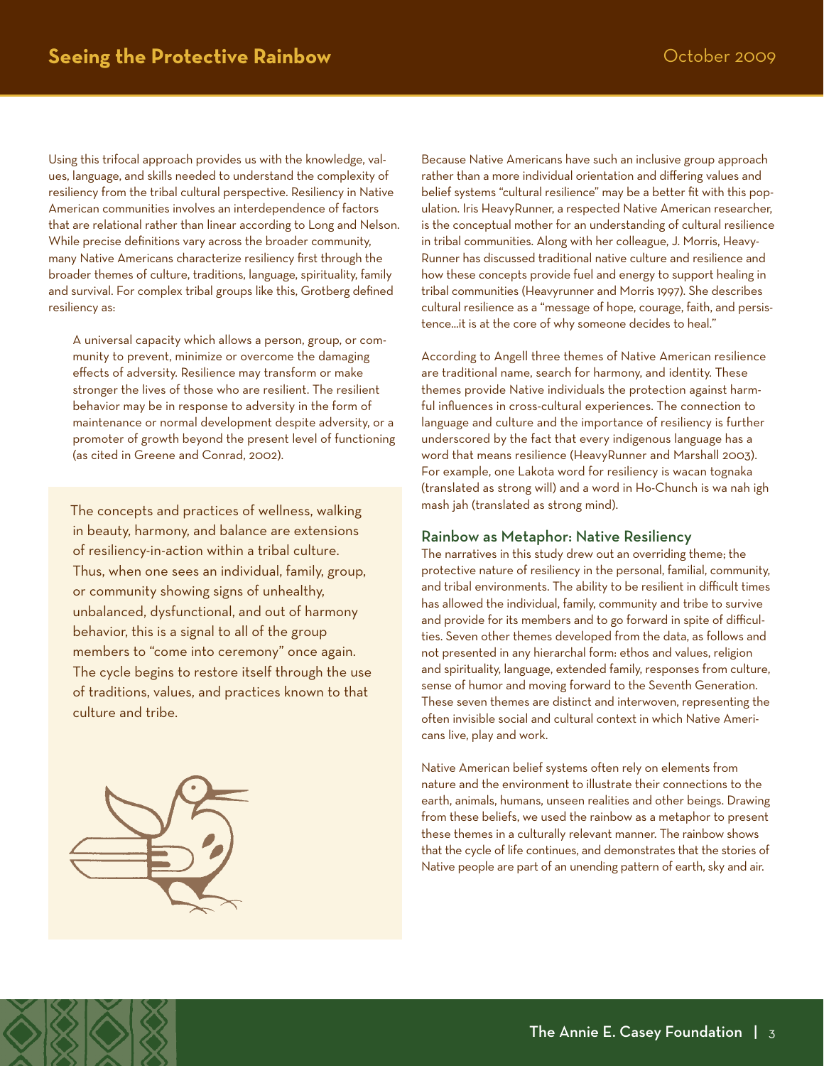Using this trifocal approach provides us with the knowledge, values, language, and skills needed to understand the complexity of resiliency from the tribal cultural perspective. Resiliency in Native American communities involves an interdependence of factors that are relational rather than linear according to Long and Nelson. While precise definitions vary across the broader community, many Native Americans characterize resiliency first through the broader themes of culture, traditions, language, spirituality, family and survival. For complex tribal groups like this, Grotberg defined resiliency as:

> A universal capacity which allows a person, group, or community to prevent, minimize or overcome the damaging effects of adversity. Resilience may transform or make stronger the lives of those who are resilient. The resilient behavior may be in response to adversity in the form of maintenance or normal development despite adversity, or a promoter of growth beyond the present level of functioning (as cited in Greene and Conrad, 2002).

> The concepts and practices of wellness, walking in beauty, harmony, and balance are extensions of resiliency-in-action within a tribal culture. Thus, when one sees an individual, family, group, or community showing signs of unhealthy, unbalanced, dysfunctional, and out of harmony behavior, this is a signal to all of the group members to "come into ceremony" once again. The cycle begins to restore itself through the use of traditions, values, and practices known to that culture and tribe.

Because Native Americans have such an inclusive group approach rather than a more individual orientation and differing values and belief systems "cultural resilience" may be a better fit with this population. Iris HeavyRunner, a respected Native American researcher, is the conceptual mother for an understanding of cultural resilience in tribal communities. Along with her colleague, J. Morris, HeavyRunner has discussed traditional native culture and resilience and how these concepts provide fuel and energy to support healing in tribal communities (Heavyrunner and Morris 1997). She describes cultural resilience as a "message of hope, courage, faith, and persistence…it is at the core of why someone decides to heal."

According to Angell three themes of Native American resilience are traditional name, search for harmony, and identity. These themes provide Native individuals the protection against harmful influences in cross-cultural experiences. The connection to language and culture and the importance of resiliency is further underscored by the fact that every indigenous language has a word that means resilience (HeavyRunner and Marshall 2003). For example, one Lakota word for resiliency is wacan tognaka (translated as strong will) and a word in Ho-Chunch is wa nah igh mash jah (translated as strong mind).

### Rainbow as Metaphor: Native Resiliency

The narratives in this study drew out an overriding theme; the protective nature of resiliency in the personal, familial, community, and tribal environments. The ability to be resilient in difficult times has allowed the individual, family, community and tribe to survive and provide for its members and to go forward in spite of difficulties. Seven other themes developed from the data, as follows and not presented in any hierarchal form: ethos and values, religion and spirituality, language, extended family, responses from culture, sense of humor and moving forward to the Seventh Generation. These seven themes are distinct and interwoven, representing the often invisible social and cultural context in which Native Americans live, play and work.

Native American belief systems often rely on elements from nature and the environment to illustrate their connections to the earth, animals, humans, unseen realities and other beings. Drawing from these beliefs, we used the rainbow as a metaphor to present these themes in a culturally relevant manner. The rainbow shows that the cycle of life continues, and demonstrates that the stories of Native people are part of an unending pattern of earth, sky and air.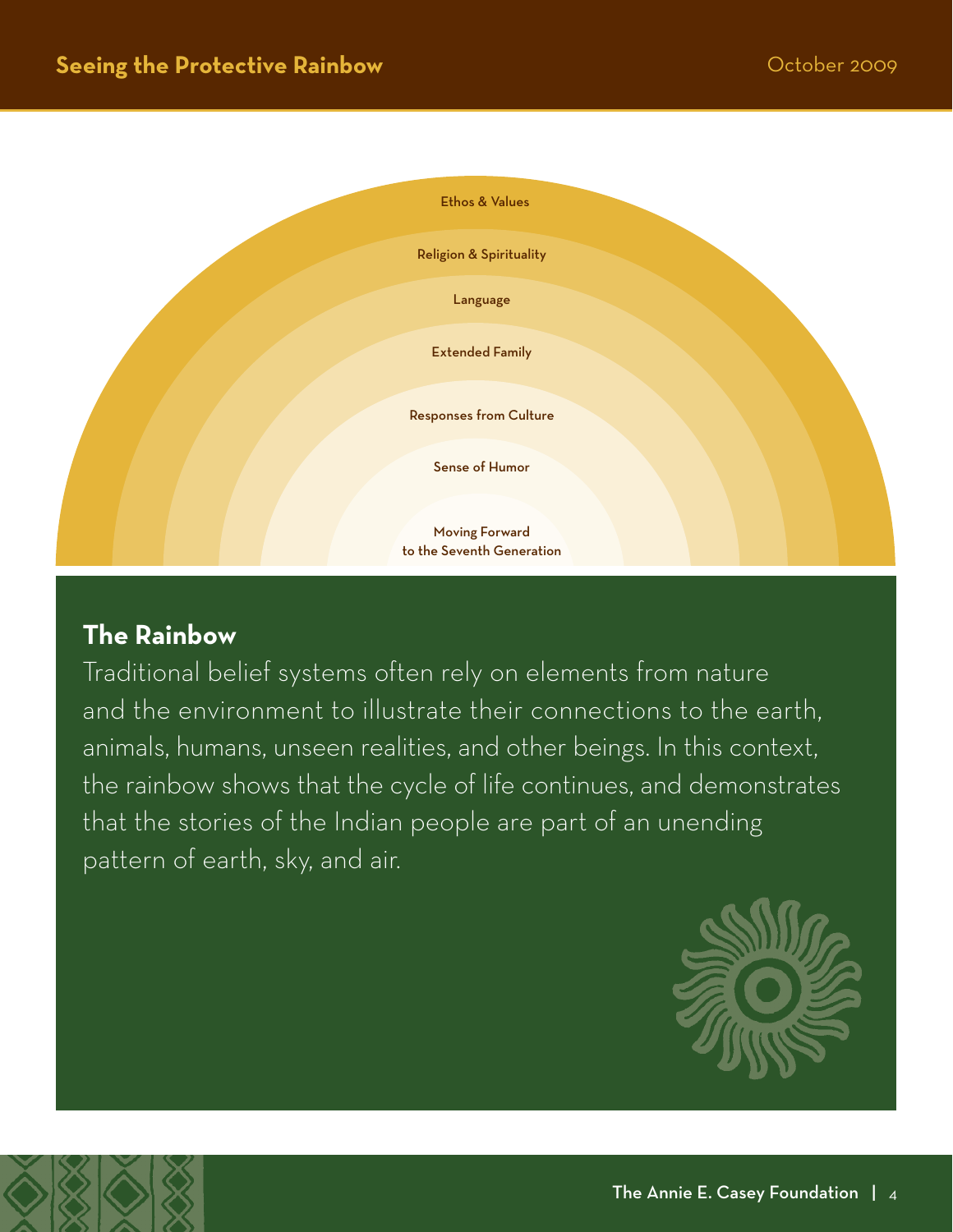Ethos & Values

Religion & Spirituality

Language

Extended Family

Responses from Culture

Sense of Humor

Moving Forward
to the Seventh Generation

## The Rainbow

Traditional belief systems often rely on elements from nature and the environment to illustrate their connections to the earth, animals, humans, unseen realities, and other beings. In this context, the rainbow shows that the cycle of life continues, and demonstrates that the stories of the Indian people are part of an unending pattern of earth, sky, and air.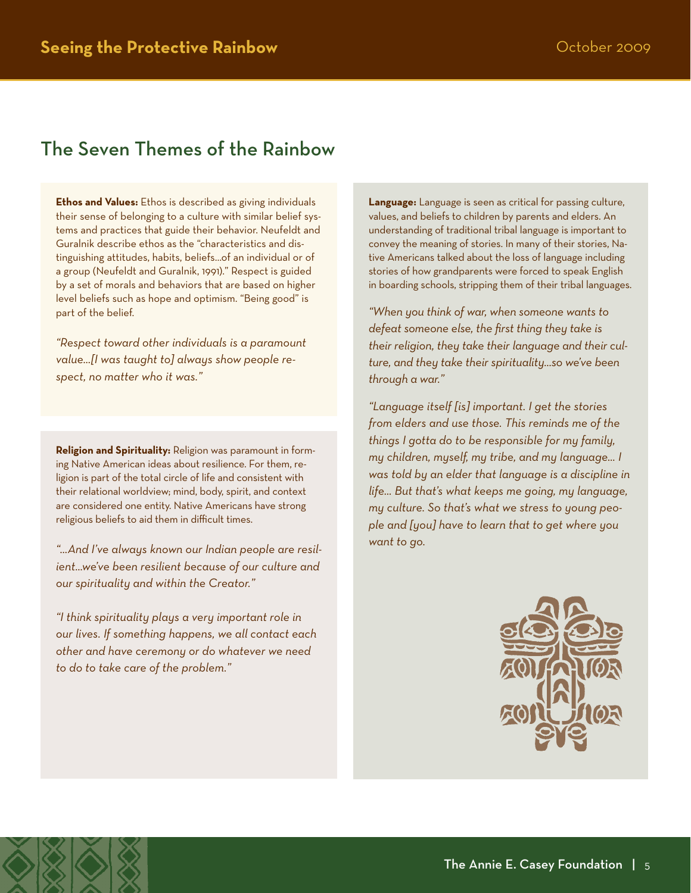## The Seven Themes of the Rainbow

**Ethos and Values:** Ethos is described as giving individuals their sense of belonging to a culture with similar belief systems and practices that guide their behavior. Neufeldt and Guralnik describe ethos as the "characteristics and distinguishing attitudes, habits, beliefs…of an individual or of a group (Neufeldt and Guralnik, 1991)." Respect is guided by a set of morals and behaviors that are based on higher level beliefs such as hope and optimism. "Being good" is part of the belief.

*"Respect toward other individuals is a paramount value…[I was taught to] always show people respect, no matter who it was."*

**Religion and Spirituality:** Religion was paramount in forming Native American ideas about resilience. For them, religion is part of the total circle of life and consistent with their relational worldview; mind, body, spirit, and context are considered one entity. Native Americans have strong religious beliefs to aid them in difficult times.

*"…And I've always known our Indian people are resilient…we've been resilient because of our culture and our spirituality and within the Creator."*

*"I think spirituality plays a very important role in our lives. If something happens, we all contact each other and have ceremony or do whatever we need to do to take care of the problem."*

**Language:** Language is seen as critical for passing culture, values, and beliefs to children by parents and elders. An understanding of traditional tribal language is important to convey the meaning of stories. In many of their stories, Native Americans talked about the loss of language including stories of how grandparents were forced to speak English in boarding schools, stripping them of their tribal languages.

*"When you think of war, when someone wants to defeat someone else, the first thing they take is their religion, they take their language and their culture, and they take their spirituality…so we've been through a war."*

*"Language itself [is] important. I get the stories from elders and use those. This reminds me of the things I gotta do to be responsible for my family, my children, myself, my tribe, and my language… I was told by an elder that language is a discipline in life… But that's what keeps me going, my language, my culture. So that's what we stress to young people and [you] have to learn that to get where you want to go.*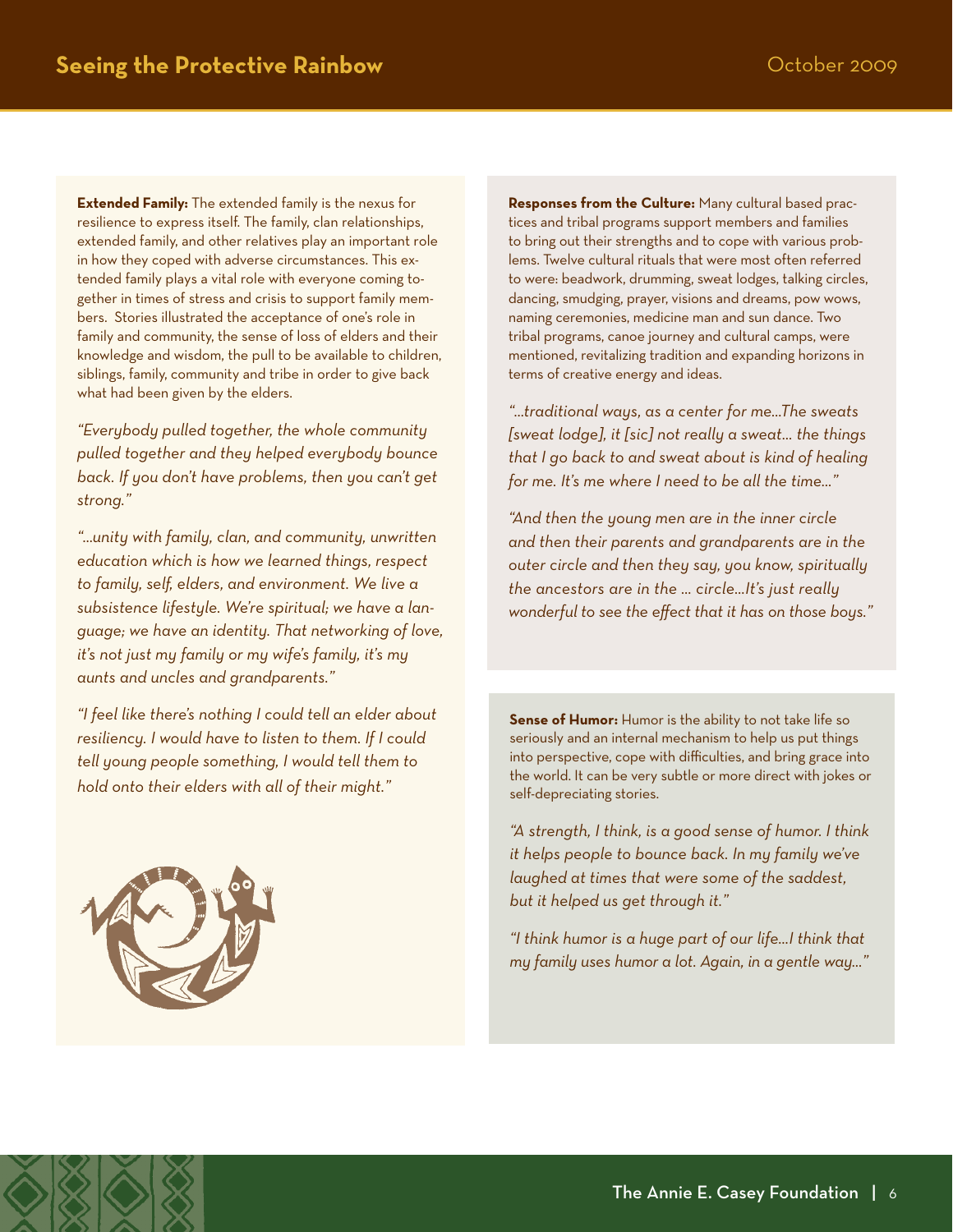**Extended Family:** The extended family is the nexus for resilience to express itself. The family, clan relationships, extended family, and other relatives play an important role in how they coped with adverse circumstances. This extended family plays a vital role with everyone coming together in times of stress and crisis to support family members. Stories illustrated the acceptance of one's role in family and community, the sense of loss of elders and their knowledge and wisdom, the pull to be available to children, siblings, family, community and tribe in order to give back what had been given by the elders.

*"Everybody pulled together, the whole community pulled together and they helped everybody bounce back. If you don't have problems, then you can't get strong."*

*"...unity with family, clan, and community, unwritten education which is how we learned things, respect to family, self, elders, and environment. We live a subsistence lifestyle. We're spiritual; we have a language; we have an identity. That networking of love, it's not just my family or my wife's family, it's my aunts and uncles and grandparents."*

*"I feel like there's nothing I could tell an elder about resiliency. I would have to listen to them. If I could tell young people something, I would tell them to hold onto their elders with all of their might."*

**Responses from the Culture:** Many cultural based practices and tribal programs support members and families to bring out their strengths and to cope with various problems. Twelve cultural rituals that were most often referred to were: beadwork, drumming, sweat lodges, talking circles, dancing, smudging, prayer, visions and dreams, pow wows, naming ceremonies, medicine man and sun dance. Two tribal programs, canoe journey and cultural camps, were mentioned, revitalizing tradition and expanding horizons in terms of creative energy and ideas.

*"...traditional ways, as a center for me...The sweats [sweat lodge], it [sic] not really a sweat... the things that I go back to and sweat about is kind of healing for me. It's me where I need to be all the time..."*

*"And then the young men are in the inner circle and then their parents and grandparents are in the outer circle and then they say, you know, spiritually the ancestors are in the ... circle...It's just really wonderful to see the effect that it has on those boys."*

**Sense of Humor:** Humor is the ability to not take life so seriously and an internal mechanism to help us put things into perspective, cope with difficulties, and bring grace into the world. It can be very subtle or more direct with jokes or self-depreciating stories.

*"A strength, I think, is a good sense of humor. I think it helps people to bounce back. In my family we've laughed at times that were some of the saddest, but it helped us get through it."*

*"I think humor is a huge part of our life...I think that my family uses humor a lot. Again, in a gentle way..."*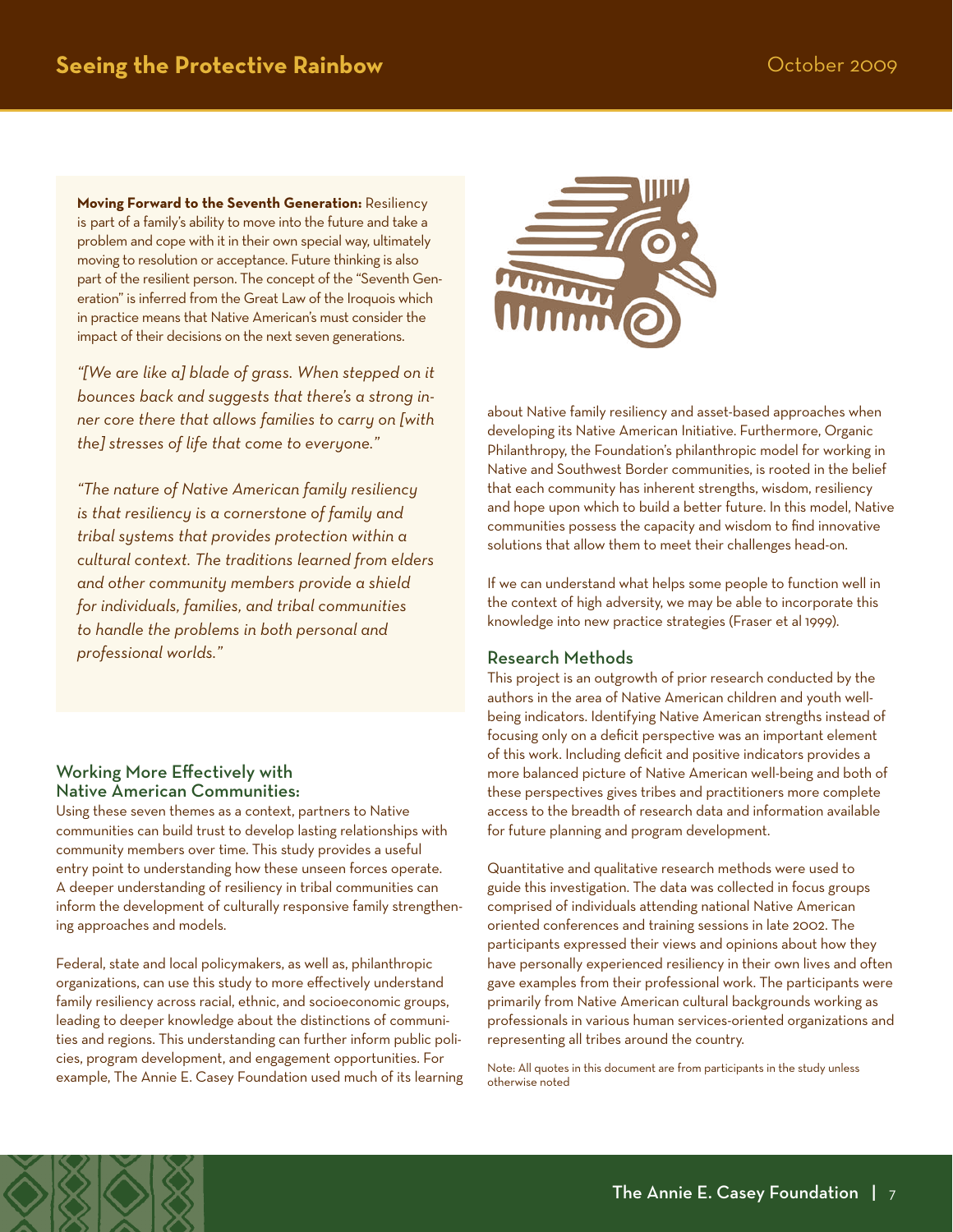**Moving Forward to the Seventh Generation:** Resiliency is part of a family's ability to move into the future and take a problem and cope with it in their own special way, ultimately moving to resolution or acceptance. Future thinking is also part of the resilient person. The concept of the "Seventh Generation" is inferred from the Great Law of the Iroquois which in practice means that Native American's must consider the impact of their decisions on the next seven generations.

*"[We are like a] blade of grass. When stepped on it bounces back and suggests that there's a strong inner core there that allows families to carry on [with the] stresses of life that come to everyone."*

*"The nature of Native American family resiliency is that resiliency is a cornerstone of family and tribal systems that provides protection within a cultural context. The traditions learned from elders and other community members provide a shield for individuals, families, and tribal communities to handle the problems in both personal and professional worlds."*

## Working More Effectively with Native American Communities:

Using these seven themes as a context, partners to Native communities can build trust to develop lasting relationships with community members over time. This study provides a useful entry point to understanding how these unseen forces operate. A deeper understanding of resiliency in tribal communities can inform the development of culturally responsive family strengthening approaches and models.

Federal, state and local policymakers, as well as, philanthropic organizations, can use this study to more effectively understand family resiliency across racial, ethnic, and socioeconomic groups, leading to deeper knowledge about the distinctions of communities and regions. This understanding can further inform public policies, program development, and engagement opportunities. For example, The Annie E. Casey Foundation used much of its learning about Native family resiliency and asset-based approaches when developing its Native American Initiative. Furthermore, Organic Philanthropy, the Foundation's philanthropic model for working in Native and Southwest Border communities, is rooted in the belief that each community has inherent strengths, wisdom, resiliency and hope upon which to build a better future. In this model, Native communities possess the capacity and wisdom to find innovative solutions that allow them to meet their challenges head-on.

If we can understand what helps some people to function well in the context of high adversity, we may be able to incorporate this knowledge into new practice strategies (Fraser et al 1999).

## Research Methods

This project is an outgrowth of prior research conducted by the authors in the area of Native American children and youth well-being indicators. Identifying Native American strengths instead of focusing only on a deficit perspective was an important element of this work. Including deficit and positive indicators provides a more balanced picture of Native American well-being and both of these perspectives gives tribes and practitioners more complete access to the breadth of research data and information available for future planning and program development.

Quantitative and qualitative research methods were used to guide this investigation. The data was collected in focus groups comprised of individuals attending national Native American oriented conferences and training sessions in late 2002. The participants expressed their views and opinions about how they have personally experienced resiliency in their own lives and often gave examples from their professional work. The participants were primarily from Native American cultural backgrounds working as professionals in various human services-oriented organizations and representing all tribes around the country.

Note: All quotes in this document are from participants in the study unless otherwise noted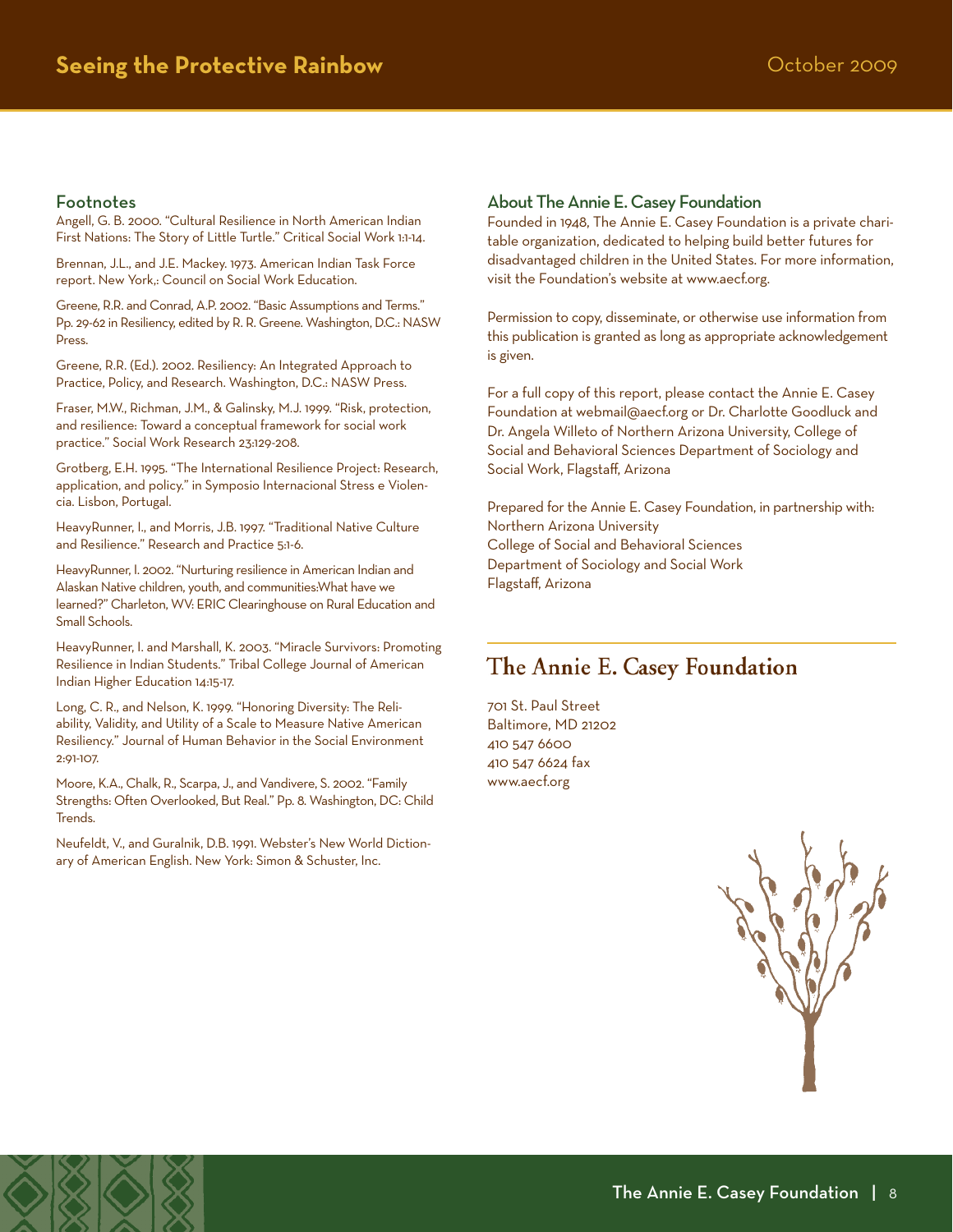## Footnotes

Angell, G. B. 2000. "Cultural Resilience in North American Indian First Nations: The Story of Little Turtle." Critical Social Work 1:1-14.

Brennan, J.L., and J.E. Mackey. 1973. American Indian Task Force report. New York,: Council on Social Work Education.

Greene, R.R. and Conrad, A.P. 2002. "Basic Assumptions and Terms." Pp. 29-62 in Resiliency, edited by R. R. Greene. Washington, D.C.: NASW Press.

Greene, R.R. (Ed.). 2002. Resiliency: An Integrated Approach to Practice, Policy, and Research. Washington, D.C.: NASW Press.

Fraser, M.W., Richman, J.M., & Galinsky, M.J. 1999. "Risk, protection, and resilience: Toward a conceptual framework for social work practice." Social Work Research 23:129-208.

Grotberg, E.H. 1995. "The International Resilience Project: Research, application, and policy." in Symposio Internacional Stress e Violencia. Lisbon, Portugal.

HeavyRunner, I., and Morris, J.B. 1997. "Traditional Native Culture and Resilience." Research and Practice 5:1-6.

HeavyRunner, I. 2002. "Nurturing resilience in American Indian and Alaskan Native children, youth, and communities:What have we learned?" Charleton, WV: ERIC Clearinghouse on Rural Education and Small Schools.

HeavyRunner, I. and Marshall, K. 2003. "Miracle Survivors: Promoting Resilience in Indian Students." Tribal College Journal of American Indian Higher Education 14:15-17.

Long, C. R., and Nelson, K. 1999. "Honoring Diversity: The Reliability, Validity, and Utility of a Scale to Measure Native American Resiliency." Journal of Human Behavior in the Social Environment 2:91-107.

Moore, K.A., Chalk, R., Scarpa, J., and Vandivere, S. 2002. "Family Strengths: Often Overlooked, But Real." Pp. 8. Washington, DC: Child Trends.

Neufeldt, V., and Guralnik, D.B. 1991. Webster's New World Dictionary of American English. New York: Simon & Schuster, Inc.

## About The Annie E. Casey Foundation

Founded in 1948, The Annie E. Casey Foundation is a private charitable organization, dedicated to helping build better futures for disadvantaged children in the United States. For more information, visit the Foundation's website at www.aecf.org.

Permission to copy, disseminate, or otherwise use information from this publication is granted as long as appropriate acknowledgement is given.

For a full copy of this report, please contact the Annie E. Casey Foundation at webmail@aecf.org or Dr. Charlotte Goodluck and Dr. Angela Willeto of Northern Arizona University, College of Social and Behavioral Sciences Department of Sociology and Social Work, Flagstaff, Arizona

Prepared for the Annie E. Casey Foundation, in partnership with:
Northern Arizona University
College of Social and Behavioral Sciences
Department of Sociology and Social Work
Flagstaff, Arizona

## The Annie E. Casey Foundation

701 St. Paul Street
Baltimore, MD 21202
410 547 6600
410 547 6624 fax
www.aecf.org